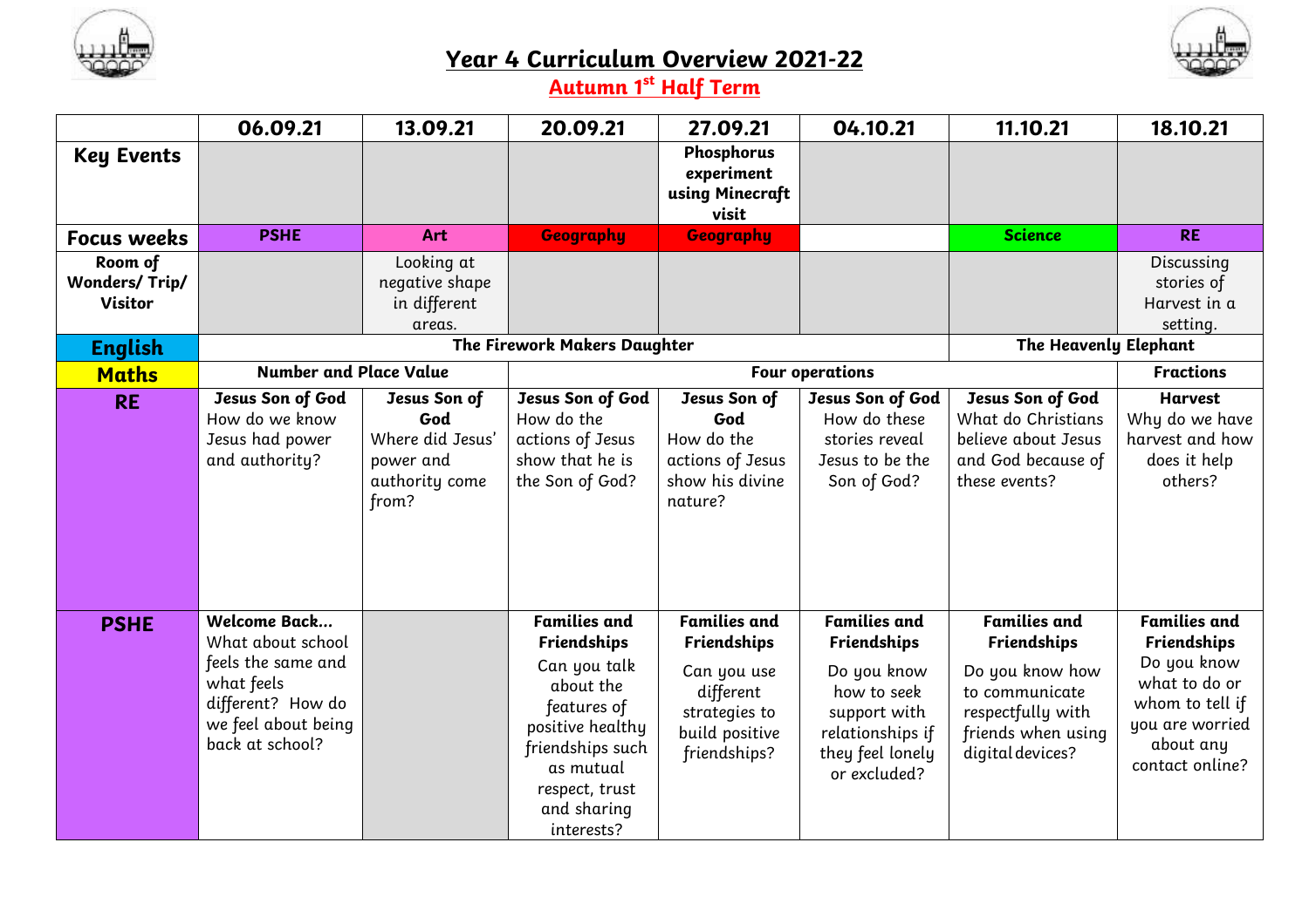# Year 4 Curriculum Overview 2021-22

## Autumn 1st Half Term

| | 06.09.21 | 13.09.21 | 20.09.21 | 27.09.21 | 04.10.21 | 11.10.21 | 18.10.21 |
|---|---|---|---|---|---|---|---|
| **Key Events** | | | | **Phosphorus experiment using Minecraft visit** | | | |
| **Focus weeks** | **PSHE** | **Art** | **Geography** | **Geography** | | **Science** | **RE** |
| **Room of Wonders/ Trip/ Visitor** | | Looking at negative shape in different areas. | | | | | Discussing stories of Harvest in a setting. |
| **English** | **The Firework Makers Daughter** | | | | | **The Heavenly Elephant** | |
| **Maths** | **Number and Place Value** | | **Four operations** | | | | **Fractions** |
| **RE** | **Jesus Son of God** How do we know Jesus had power and authority? | **Jesus Son of God** Where did Jesus' power and authority come from? | **Jesus Son of God** How do the actions of Jesus show that he is the Son of God? | **Jesus Son of God** How do the actions of Jesus show his divine nature? | **Jesus Son of God** How do these stories reveal Jesus to be the Son of God? | **Jesus Son of God** What do Christians believe about Jesus and God because of these events? | **Harvest** Why do we have harvest and how does it help others? |
| **PSHE** | **Welcome Back…** What about school feels the same and what feels different? How do we feel about being back at school? | | **Families and Friendships** Can you talk about the features of positive healthy friendships such as mutual respect, trust and sharing interests? | **Families and Friendships** Can you use different strategies to build positive friendships? | **Families and Friendships** Do you know how to seek support with relationships if they feel lonely or excluded? | **Families and Friendships** Do you know how to communicate respectfully with friends when using digital devices? | **Families and Friendships** Do you know what to do or whom to tell if you are worried about any contact online? |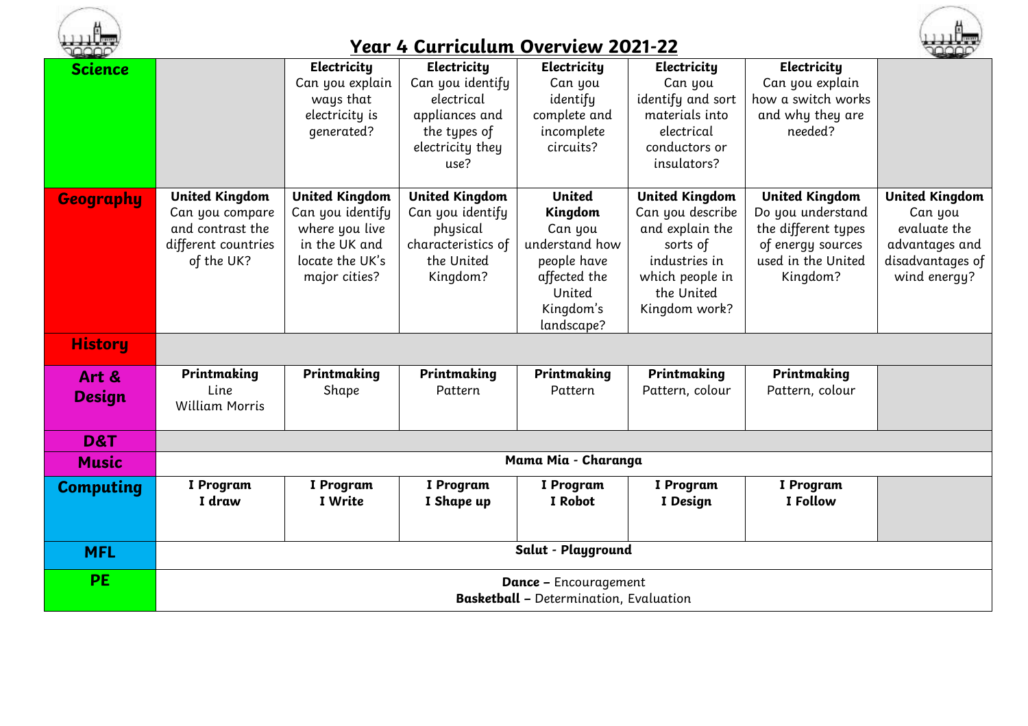# Year 4 Curriculum Overview 2021-22

| | | | | | | | |
|---|---|---|---|---|---|---|---|
| **Science** | | **Electricity** Can you explain ways that electricity is generated? | **Electricity** Can you identify electrical appliances and the types of electricity they use? | **Electricity** Can you identify complete and incomplete circuits? | **Electricity** Can you identify and sort materials into electrical conductors or insulators? | **Electricity** Can you explain how a switch works and why they are needed? | |
| **Geography** | **United Kingdom** Can you compare and contrast the different countries of the UK? | **United Kingdom** Can you identify where you live in the UK and locate the UK's major cities? | **United Kingdom** Can you identify physical characteristics of the United Kingdom? | **United Kingdom** Can you understand how people have affected the United Kingdom's landscape? | **United Kingdom** Can you describe and explain the sorts of industries in which people in the United Kingdom work? | **United Kingdom** Do you understand the different types of energy sources used in the United Kingdom? | **United Kingdom** Can you evaluate the advantages and disadvantages of wind energy? |
| **History** | | | | | | | |
| **Art & Design** | **Printmaking** Line William Morris | **Printmaking** Shape | **Printmaking** Pattern | **Printmaking** Pattern | **Printmaking** Pattern, colour | **Printmaking** Pattern, colour | |
| **D&T** | | | | | | | |
| **Music** | **Mama Mia - Charanga** | | | | | | |
| **Computing** | **I Program I draw** | **I Program I Write** | **I Program I Shape up** | **I Program I Robot** | **I Program I Design** | **I Program I Follow** | |
| **MFL** | **Salut - Playground** | | | | | | |
| **PE** | **Dance –** Encouragement **Basketball –** Determination, Evaluation | | | | | | |